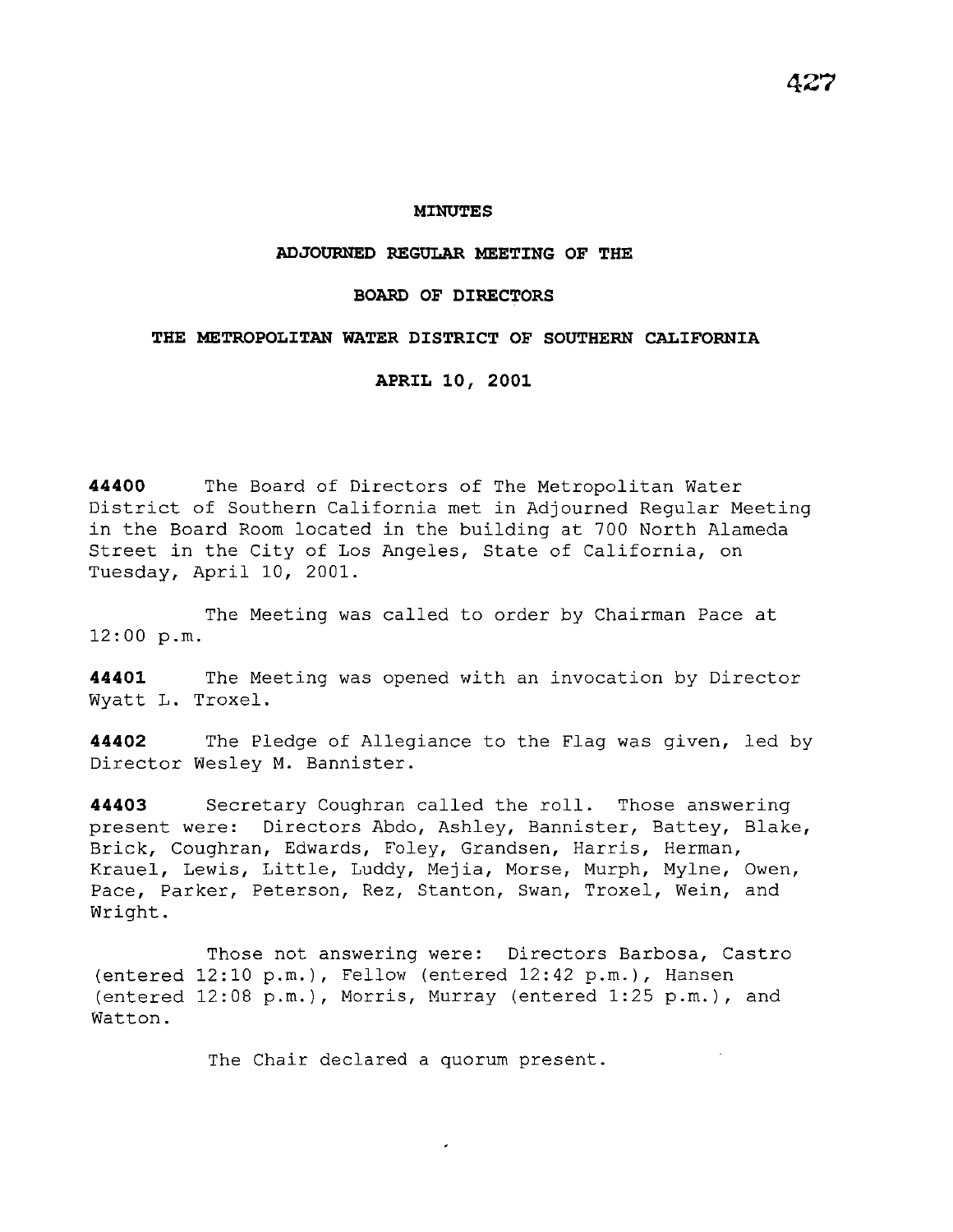# MINUTES

## ADJOURNED REGULAR MEETING OF THE

## BOARD OF DIRECTORS

## THE METROPOLITAN WATER DISTRICT OF SOUTHERN CALIFORNIA

## APRIL 10, 2001

**44400** The Board of Directors of The Metropolitan Water District of Southern California met in Adjourned Regular Meeting in the Board Room located in the building at 700 North Alameda Street in the City of Los Angeles, State of California, on Tuesday, April 10, 2001.

The Meeting was called to order by Chairman Pace at 12:00 p.m.

**44401** The Meeting was opened with an invocation by Director Wyatt L. Troxel.

**44402** The Pledge of Allegiance to the Flag was given, led by Director Wesley M. Bannister.

**44403** Secretary Coughran called the roll. Those answering present were: Directors Abdo, Ashley, Bannister, Battey, Blake, Brick, Coughran, Edwards, Foley, Grandsen, Harris, Herman, Krauel, Lewis, Little, Luddy, Mejia, Morse, Murph, Mylne, Owen, Pace, Parker, Peterson, Rez, Stanton, Swan, Troxel, Wein, and Wright.

Those not answering were: Directors Barbosa, Castro (entered 12:10 p.m.), Fellow (entered 12:42 p.m.), Hansen (entered 12:08 p.m.), Morris, Murray (entered 1:25 p.m.), and Watton.

The Chair declared a quorum present.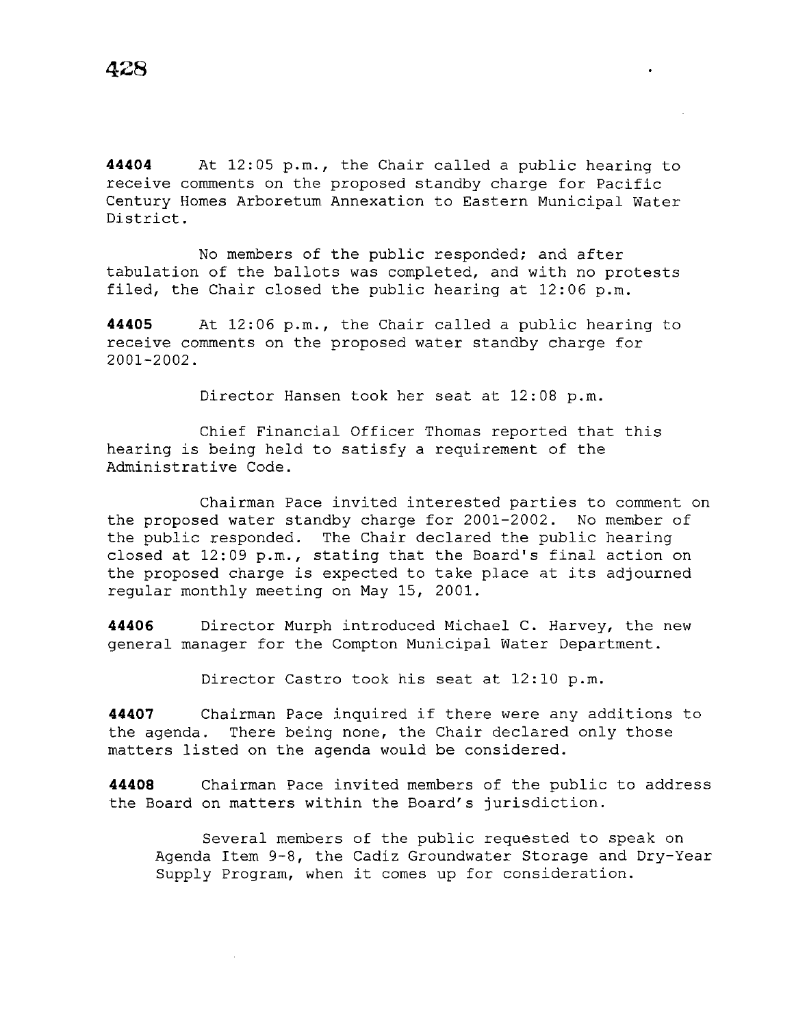**44404** At 12:05 p.m., the Chair called a public hearing to receive comments on the proposed standby charge for Pacific Century Homes Arboretum Annexation to Eastern Municipal Water District.

No members of the public responded; and after tabulation of the ballots was completed, and with no protests filed, the Chair closed the public hearing at 12:06 p.m.

**44405** At 12:06 p.m., the Chair called a public hearing to receive comments on the proposed water standby charge for 2001-2002.

Director Hansen took her seat at 12:08 p.m.

Chief Financial Officer Thomas reported that this hearing is being held to satisfy a requirement of the Administrative Code.

Chairman Pace invited interested parties to comment on the proposed water standby charge for 2001-2002. No member of the public responded. The Chair declared the public hearing closed at 12:09 p.m., stating that the Board's final action on the proposed charge is expected to take place at its adjourned regular monthly meeting on May 15, 2001.

**44406** Director Murph introduced Michael C. Harvey, the new general manager for the Compton Municipal Water Department.

Director Castro took his seat at 12:10 p.m.

**44407** Chairman Pace inquired if there were any additions to the agenda. There being none, the Chair declared only those matters listed on the agenda would be considered.

**44408** Chairman Pace invited members of the public to address the Board on matters within the Board's jurisdiction.

Several members of the public requested to speak on Agenda Item 9-8, the Cadiz Groundwater Storage and Dry-Year Supply Program, when it comes up for consideration.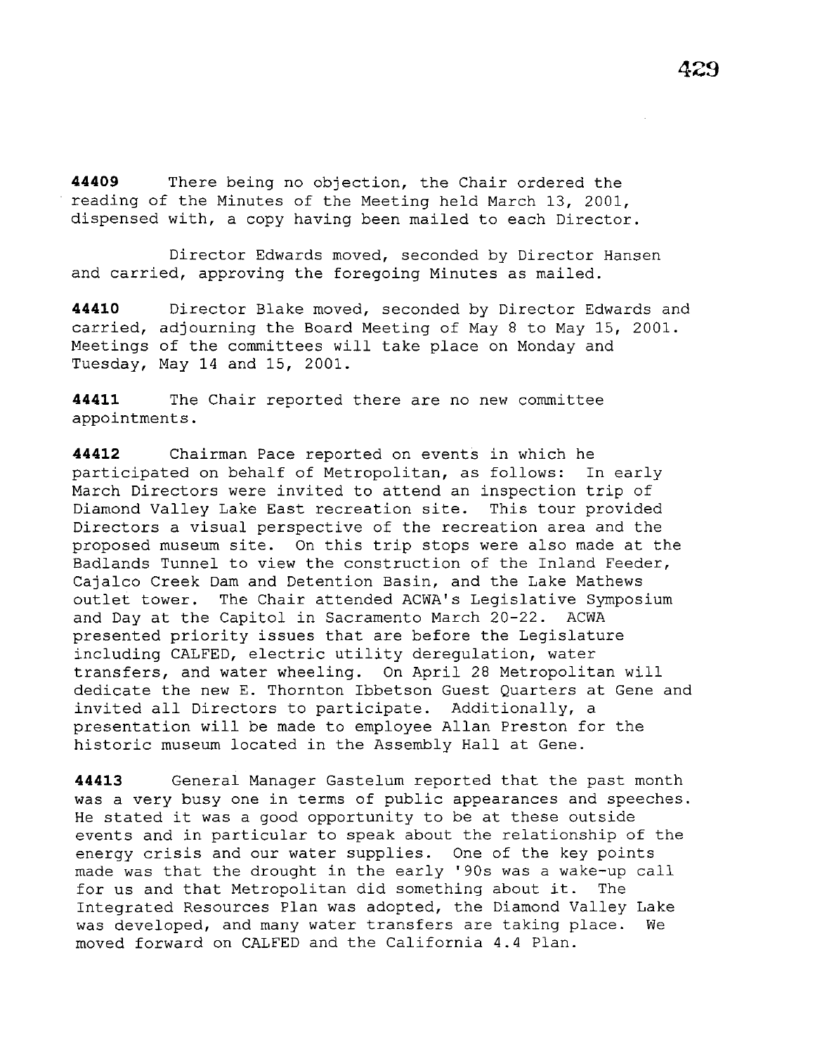**44409** There being no objection, the Chair ordered the reading of the Minutes of the Meeting held March 13, 2001, dispensed with, a copy having been mailed to each Director.

Director Edwards moved, seconded by Director Hansen and carried, approving the foregoing Minutes as mailed.

**44410** Director Blake moved, seconded by Director Edwards and carried, adjourning the Board Meeting of May 8 to May 15, 2001. Meetings of the committees will take place on Monday and Tuesday, May 14 and 15, 2001.

**44411** The Chair reported there are no new committee appointments.

**44412** Chairman Pace reported on events in which he participated on behalf of Metropolitan, as follows: In early March Directors were invited to attend an inspection trip of Diamond Valley Lake East recreation site. This tour provided Directors a visual perspective of the recreation area and the proposed museum site. On this trip stops were also made at the Badlands Tunnel to view the construction of the Inland Feeder, Cajalco Creek Dam and Detention Basin, and the Lake Mathews outlet tower. The Chair attended ACWA's Legislative Symposium and Day at the Capitol in Sacramento March 20-22. ACWA presented priority issues that are before the Legislature including CALFED, electric utility deregulation, water transfers, and water wheeling. On April 28 Metropolitan will dedicate the new E. Thornton Ibbetson Guest Quarters at Gene and invited all Directors to participate. Additionally, a presentation will be made to employee Allan Preston for the historic museum located in the Assembly Hall at Gene.

**44413** General Manager Gastelum reported that the past month was a very busy one in terms of public appearances and speeches. He stated it was a good opportunity to be at these outside events and in particular to speak about the relationship of the energy crisis and our water supplies. One of the key points made was that the drought in the early '90s was a wake-up call for us and that Metropolitan did something about it. The Integrated Resources Plan was adopted, the Diamond Valley Lake was developed, and many water transfers are taking place. We moved forward on CALFED and the California 4.4 Plan.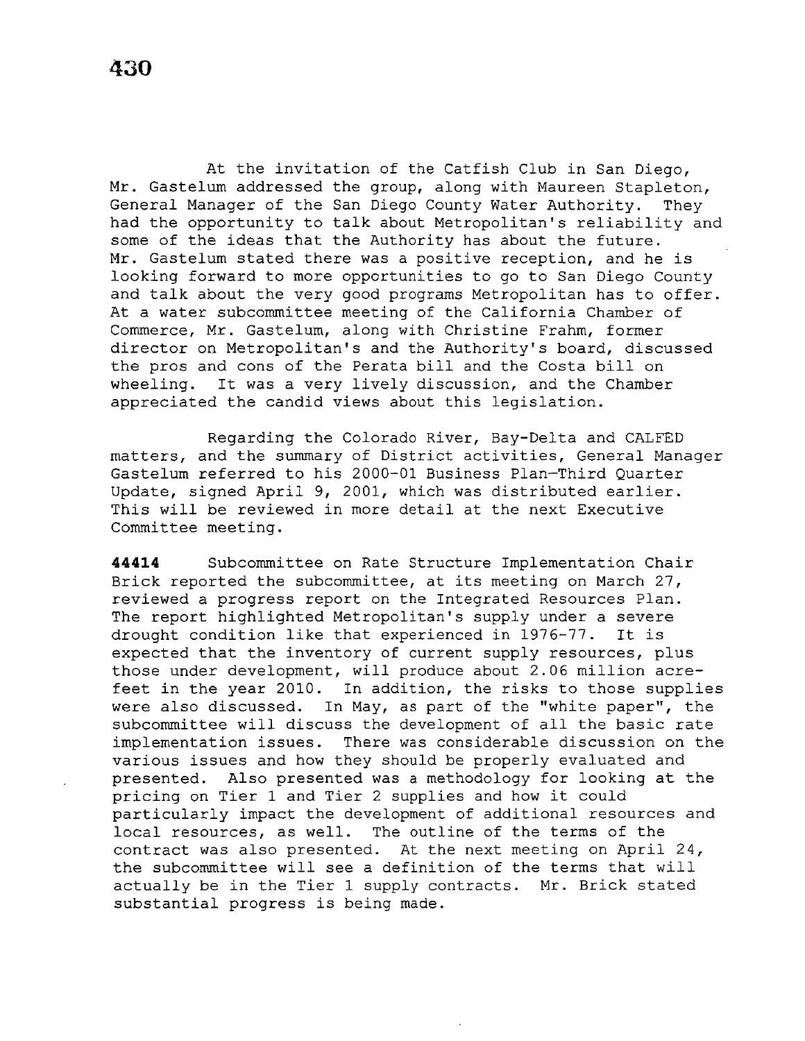At the invitation of the Catfish Club in San Diego, Mr. Gastelum addressed the group, along with Maureen Stapleton, General Manager of the San Diego County Water Authority. They had the opportunity to talk about Metropolitan's reliability and some of the ideas that the Authority has about the future. Mr. Gastelum stated there was a positive reception, and he is looking forward to more opportunities to go to San Diego County and talk about the very good programs Metropolitan has to offer. At a water subcommittee meeting of the California Chamber of Commerce, Mr. Gastelum, along with Christine Frahm, former director on Metropolitan's and the Authority's board, discussed the pros and cons of the Perata bill and the Costa bill on wheeling. It was a very lively discussion, and the Chamber appreciated the candid views about this legislation.

Regarding the Colorado River, Bay-Delta and CALFED matters, and the summary of District activities, General Manager Gastelum referred to his 2000-01 Business Plan—Third Quarter Update, signed April 9, 2001, which was distributed earlier. This will be reviewed in more detail at the next Executive Committee meeting.

**44414** Subcommittee on Rate Structure Implementation Chair Brick reported the subcommittee, at its meeting on March 27, reviewed a progress report on the Integrated Resources Plan. The report highlighted Metropolitan's supply under a severe drought condition like that experienced in 1976-77. It is expected that the inventory of current supply resources, plus those under development, will produce about 2.06 million acre-feet in the year 2010. In addition, the risks to those supplies were also discussed. In May, as part of the "white paper", the subcommittee will discuss the development of all the basic rate implementation issues. There was considerable discussion on the various issues and how they should be properly evaluated and presented. Also presented was a methodology for looking at the pricing on Tier 1 and Tier 2 supplies and how it could particularly impact the development of additional resources and local resources, as well. The outline of the terms of the contract was also presented. At the next meeting on April 24, the subcommittee will see a definition of the terms that will actually be in the Tier 1 supply contracts. Mr. Brick stated substantial progress is being made.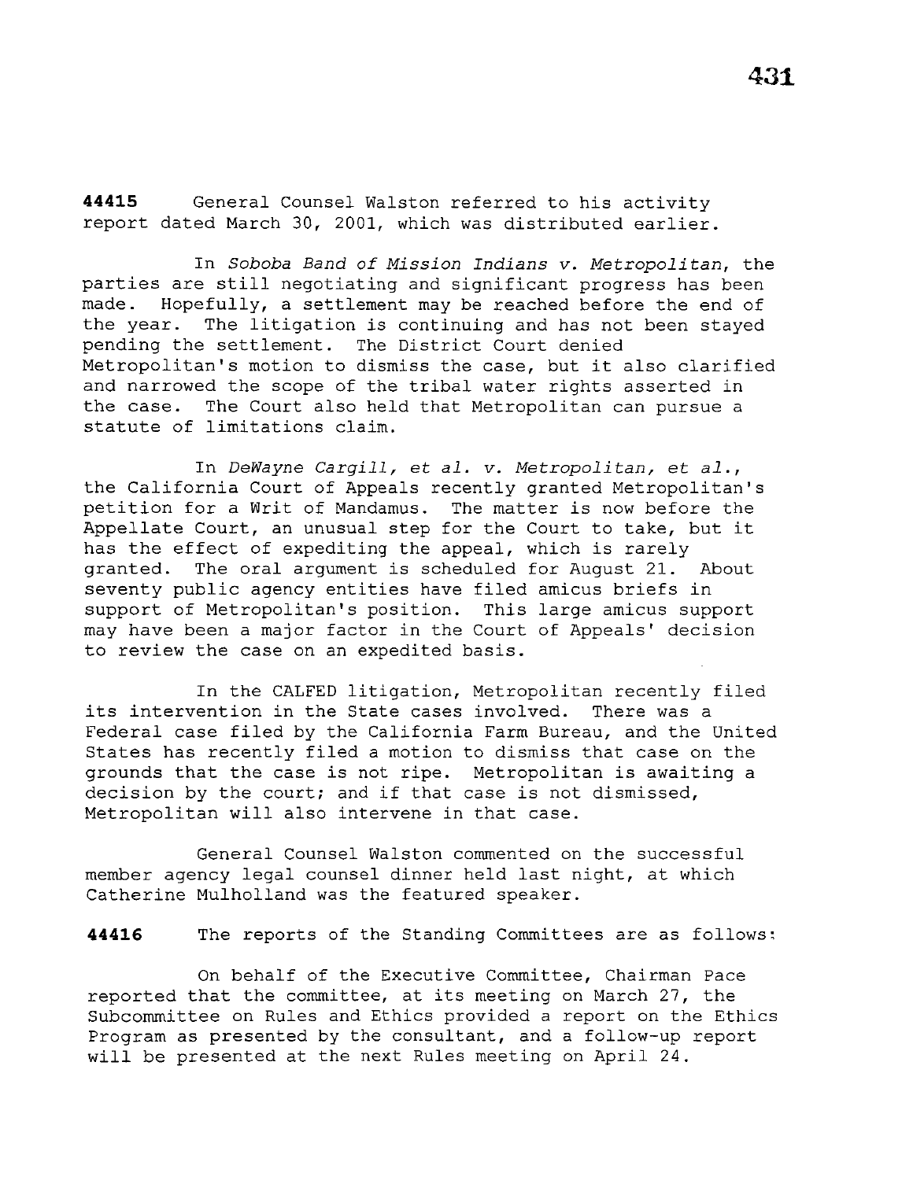**44415** General Counsel Walston referred to his activity report dated March 30, 2001, which was distributed earlier.

In *Soboba Band of Mission Indians v. Metropolitan*, the parties are still negotiating and significant progress has been made. Hopefully, a settlement may be reached before the end of the year. The litigation is continuing and has not been stayed pending the settlement. The District Court denied Metropolitan's motion to dismiss the case, but it also clarified and narrowed the scope of the tribal water rights asserted in the case. The Court also held that Metropolitan can pursue a statute of limitations claim.

In *DeWayne Cargill, et al. v. Metropolitan, et al.*, the California Court of Appeals recently granted Metropolitan's petition for a Writ of Mandamus. The matter is now before the Appellate Court, an unusual step for the Court to take, but it has the effect of expediting the appeal, which is rarely granted. The oral argument is scheduled for August 21. About seventy public agency entities have filed amicus briefs in support of Metropolitan's position. This large amicus support may have been a major factor in the Court of Appeals' decision to review the case on an expedited basis.

In the CALFED litigation, Metropolitan recently filed its intervention in the State cases involved. There was a Federal case filed by the California Farm Bureau, and the United States has recently filed a motion to dismiss that case on the grounds that the case is not ripe. Metropolitan is awaiting a decision by the court; and if that case is not dismissed, Metropolitan will also intervene in that case.

General Counsel Walston commented on the successful member agency legal counsel dinner held last night, at which Catherine Mulholland was the featured speaker.

**44416** The reports of the Standing Committees are as follows:

On behalf of the Executive Committee, Chairman Pace reported that the committee, at its meeting on March 27, the Subcommittee on Rules and Ethics provided a report on the Ethics Program as presented by the consultant, and a follow-up report will be presented at the next Rules meeting on April 24.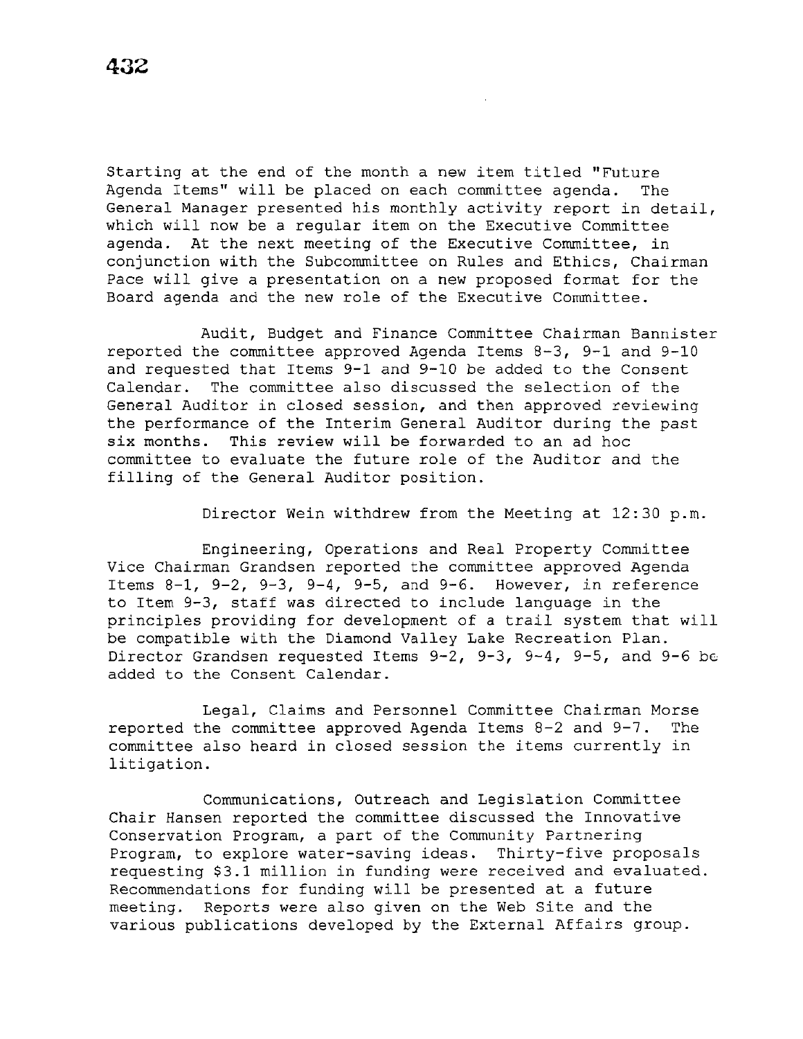Starting at the end of the month a new item titled "Future Agenda Items" will be placed on each committee agenda. The General Manager presented his monthly activity report in detail, which will now be a regular item on the Executive Committee agenda. At the next meeting of the Executive Committee, in conjunction with the Subcommittee on Rules and Ethics, Chairman Pace will give a presentation on a new proposed format for the Board agenda and the new role of the Executive Committee.

Audit, Budget and Finance Committee Chairman Bannister reported the committee approved Agenda Items 8-3, 9-1 and 9-10 and requested that Items 9-1 and 9-10 be added to the Consent Calendar. The committee also discussed the selection of the General Auditor in closed session, and then approved reviewing the performance of the Interim General Auditor during the past six months. This review will be forwarded to an ad hoc committee to evaluate the future role of the Auditor and the filling of the General Auditor position.

Director Wein withdrew from the Meeting at 12:30 p.m.

Engineering, Operations and Real Property Committee Vice Chairman Grandsen reported the committee approved Agenda Items 8-1, 9-2, 9-3, 9-4, 9-5, and 9-6. However, in reference to Item 9-3, staff was directed to include language in the principles providing for development of a trail system that will be compatible with the Diamond Valley Lake Recreation Plan. Director Grandsen requested Items 9-2, 9-3, 9-4, 9-5, and 9-6 be added to the Consent Calendar.

Legal, Claims and Personnel Committee Chairman Morse reported the committee approved Agenda Items 8-2 and 9-7. The committee also heard in closed session the items currently in litigation.

Communications, Outreach and Legislation Committee Chair Hansen reported the committee discussed the Innovative Conservation Program, a part of the Community Partnering Program, to explore water-saving ideas. Thirty-five proposals requesting $3.1 million in funding were received and evaluated. Recommendations for funding will be presented at a future meeting. Reports were also given on the Web Site and the various publications developed by the External Affairs group.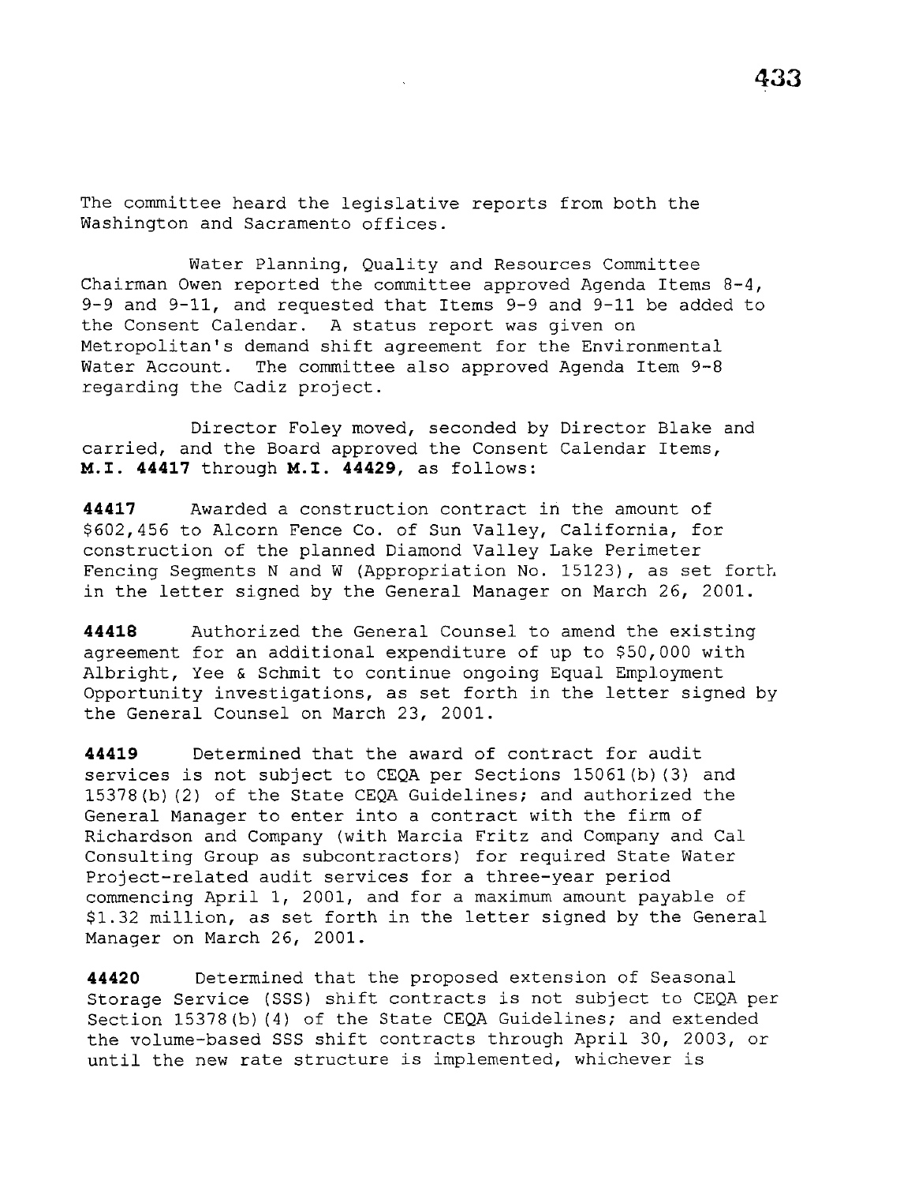The committee heard the legislative reports from both the Washington and Sacramento offices.

Water Planning, Quality and Resources Committee Chairman Owen reported the committee approved Agenda Items 8-4, 9-9 and 9-11, and requested that Items 9-9 and 9-11 be added to the Consent Calendar. A status report was given on Metropolitan's demand shift agreement for the Environmental Water Account. The committee also approved Agenda Item 9-8 regarding the Cadiz project.

Director Foley moved, seconded by Director Blake and carried, and the Board approved the Consent Calendar Items, **M.I. 44417** through **M.I. 44429**, as follows:

**44417** Awarded a construction contract in the amount of $602,456 to Alcorn Fence Co. of Sun Valley, California, for construction of the planned Diamond Valley Lake Perimeter Fencing Segments N and W (Appropriation No. 15123), as set forth in the letter signed by the General Manager on March 26, 2001.

**44418** Authorized the General Counsel to amend the existing agreement for an additional expenditure of up to $50,000 with Albright, Yee & Schmit to continue ongoing Equal Employment Opportunity investigations, as set forth in the letter signed by the General Counsel on March 23, 2001.

**44419** Determined that the award of contract for audit services is not subject to CEQA per Sections 15061(b)(3) and 15378(b)(2) of the State CEQA Guidelines; and authorized the General Manager to enter into a contract with the firm of Richardson and Company (with Marcia Fritz and Company and Cal Consulting Group as subcontractors) for required State Water Project-related audit services for a three-year period commencing April 1, 2001, and for a maximum amount payable of $1.32 million, as set forth in the letter signed by the General Manager on March 26, 2001.

**44420** Determined that the proposed extension of Seasonal Storage Service (SSS) shift contracts is not subject to CEQA per Section 15378(b)(4) of the State CEQA Guidelines; and extended the volume-based SSS shift contracts through April 30, 2003, or until the new rate structure is implemented, whichever is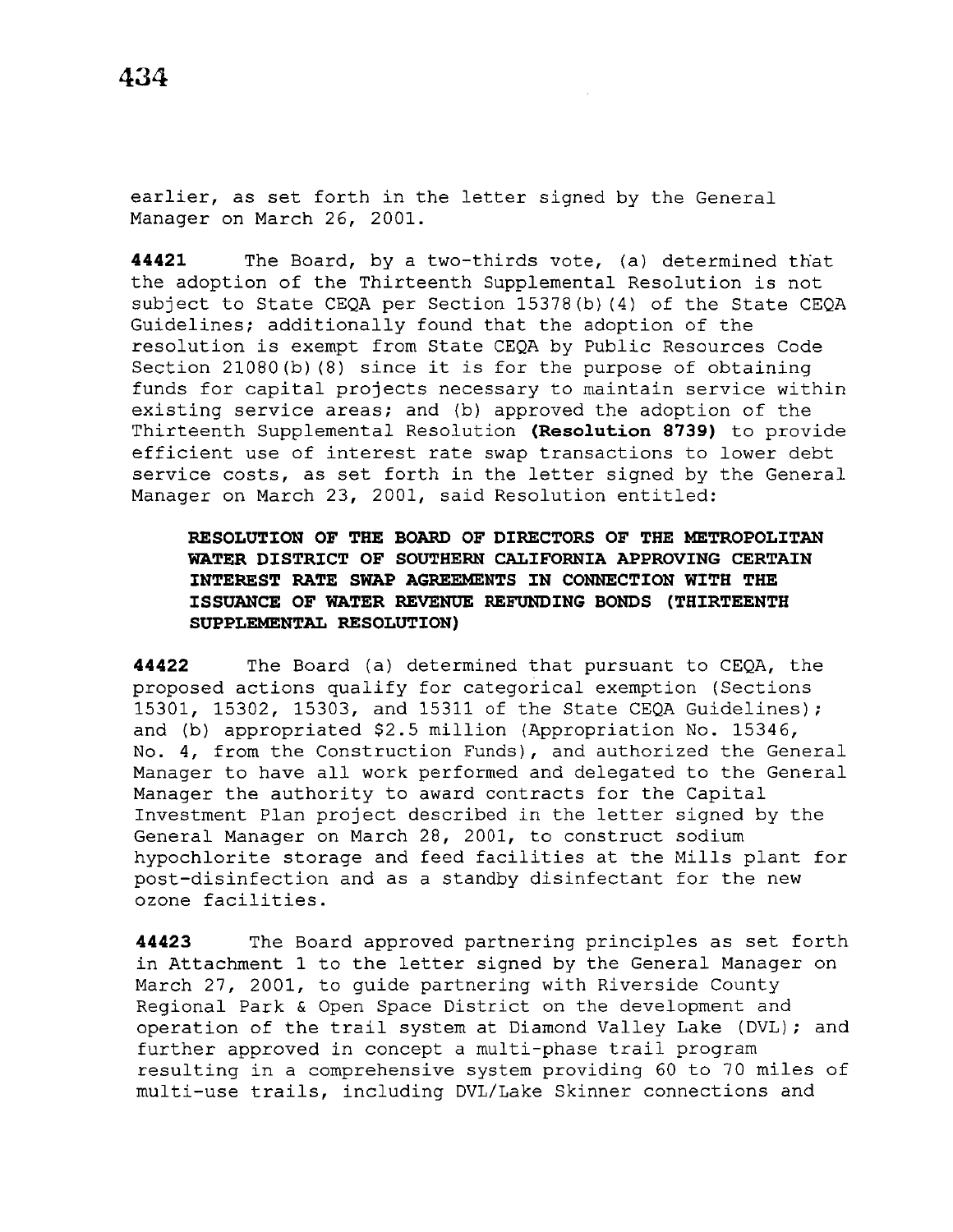earlier, as set forth in the letter signed by the General Manager on March 26, 2001.

**44421** The Board, by a two-thirds vote, (a) determined that the adoption of the Thirteenth Supplemental Resolution is not subject to State CEQA per Section 15378(b)(4) of the State CEQA Guidelines; additionally found that the adoption of the resolution is exempt from State CEQA by Public Resources Code Section 21080(b)(8) since it is for the purpose of obtaining funds for capital projects necessary to maintain service within existing service areas; and (b) approved the adoption of the Thirteenth Supplemental Resolution **(Resolution 8739)** to provide efficient use of interest rate swap transactions to lower debt service costs, as set forth in the letter signed by the General Manager on March 23, 2001, said Resolution entitled:

> **RESOLUTION OF THE BOARD OF DIRECTORS OF THE METROPOLITAN WATER DISTRICT OF SOUTHERN CALIFORNIA APPROVING CERTAIN INTEREST RATE SWAP AGREEMENTS IN CONNECTION WITH THE ISSUANCE OF WATER REVENUE REFUNDING BONDS (THIRTEENTH SUPPLEMENTAL RESOLUTION)**

**44422** The Board (a) determined that pursuant to CEQA, the proposed actions qualify for categorical exemption (Sections 15301, 15302, 15303, and 15311 of the State CEQA Guidelines); and (b) appropriated $2.5 million (Appropriation No. 15346, No. 4, from the Construction Funds), and authorized the General Manager to have all work performed and delegated to the General Manager the authority to award contracts for the Capital Investment Plan project described in the letter signed by the General Manager on March 28, 2001, to construct sodium hypochlorite storage and feed facilities at the Mills plant for post-disinfection and as a standby disinfectant for the new ozone facilities.

**44423** The Board approved partnering principles as set forth in Attachment 1 to the letter signed by the General Manager on March 27, 2001, to guide partnering with Riverside County Regional Park & Open Space District on the development and operation of the trail system at Diamond Valley Lake (DVL); and further approved in concept a multi-phase trail program resulting in a comprehensive system providing 60 to 70 miles of multi-use trails, including DVL/Lake Skinner connections and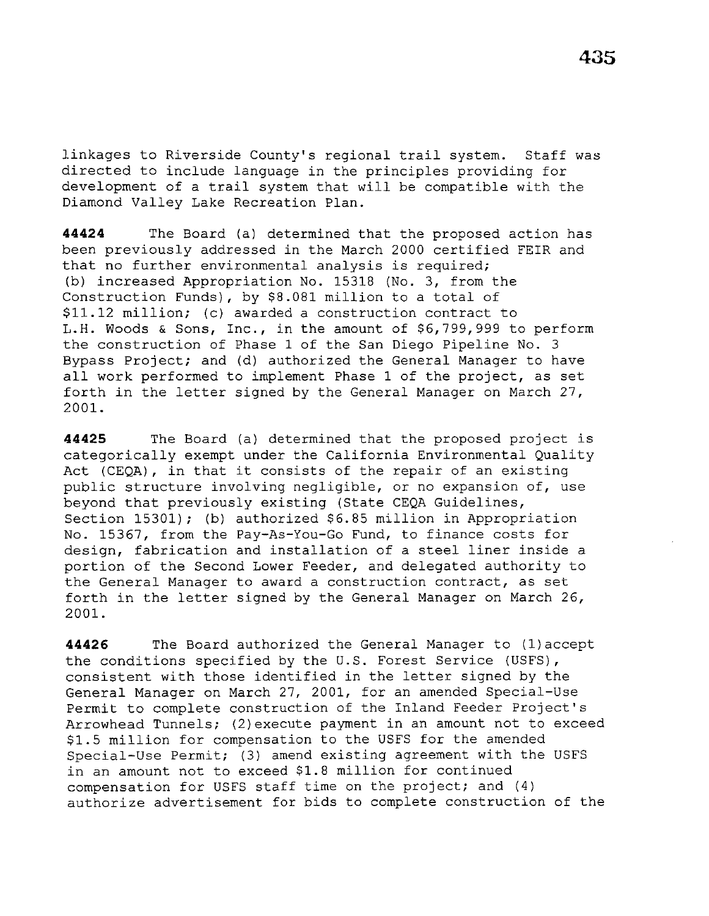linkages to Riverside County's regional trail system. Staff was directed to include language in the principles providing for development of a trail system that will be compatible with the Diamond Valley Lake Recreation Plan.

**44424** The Board (a) determined that the proposed action has been previously addressed in the March 2000 certified FEIR and that no further environmental analysis is required; (b) increased Appropriation No. 15318 (No. 3, from the Construction Funds), by $8.081 million to a total of $11.12 million; (c) awarded a construction contract to L.H. Woods & Sons, Inc., in the amount of $6,799,999 to perform the construction of Phase 1 of the San Diego Pipeline No. 3 Bypass Project; and (d) authorized the General Manager to have all work performed to implement Phase 1 of the project, as set forth in the letter signed by the General Manager on March 27, 2001.

**44425** The Board (a) determined that the proposed project is categorically exempt under the California Environmental Quality Act (CEQA), in that it consists of the repair of an existing public structure involving negligible, or no expansion of, use beyond that previously existing (State CEQA Guidelines, Section 15301); (b) authorized $6.85 million in Appropriation No. 15367, from the Pay-As-You-Go Fund, to finance costs for design, fabrication and installation of a steel liner inside a portion of the Second Lower Feeder, and delegated authority to the General Manager to award a construction contract, as set forth in the letter signed by the General Manager on March 26, 2001.

**44426** The Board authorized the General Manager to (1)accept the conditions specified by the U.S. Forest Service (USFS), consistent with those identified in the letter signed by the General Manager on March 27, 2001, for an amended Special-Use Permit to complete construction of the Inland Feeder Project's Arrowhead Tunnels; (2)execute payment in an amount not to exceed $1.5 million for compensation to the USFS for the amended Special-Use Permit; (3) amend existing agreement with the USFS in an amount not to exceed $1.8 million for continued compensation for USFS staff time on the project; and (4) authorize advertisement for bids to complete construction of the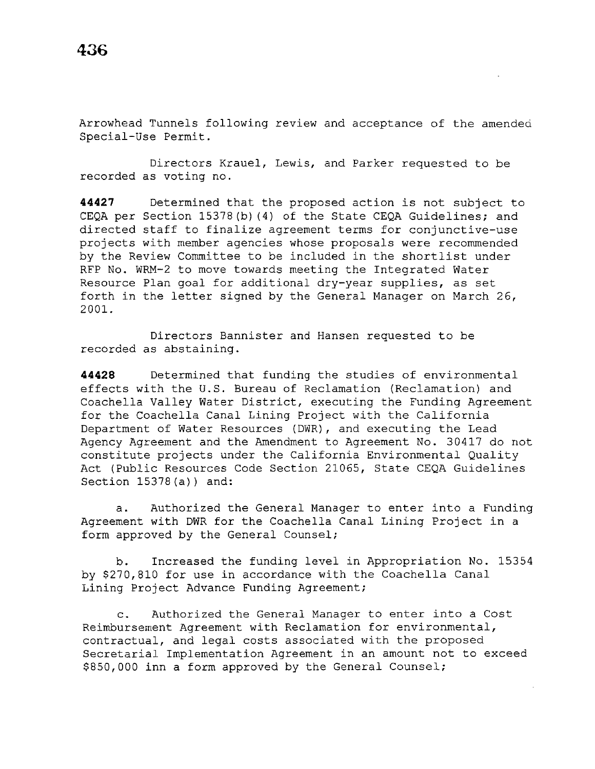Arrowhead Tunnels following review and acceptance of the amended Special-Use Permit.

Directors Krauel, Lewis, and Parker requested to be recorded as voting no.

**44427** Determined that the proposed action is not subject to CEQA per Section 15378(b)(4) of the State CEQA Guidelines; and directed staff to finalize agreement terms for conjunctive-use projects with member agencies whose proposals were recommended by the Review Committee to be included in the shortlist under RFP No. WRM-2 to move towards meeting the Integrated Water Resource Plan goal for additional dry-year supplies, as set forth in the letter signed by the General Manager on March 26, 2001.

Directors Bannister and Hansen requested to be recorded as abstaining.

**44428** Determined that funding the studies of environmental effects with the U.S. Bureau of Reclamation (Reclamation) and Coachella Valley Water District, executing the Funding Agreement for the Coachella Canal Lining Project with the California Department of Water Resources (DWR), and executing the Lead Agency Agreement and the Amendment to Agreement No. 30417 do not constitute projects under the California Environmental Quality Act (Public Resources Code Section 21065, State CEQA Guidelines Section 15378(a)) and:

a. Authorized the General Manager to enter into a Funding Agreement with DWR for the Coachella Canal Lining Project in a form approved by the General Counsel;

b. Increased the funding level in Appropriation No. 15354 by $270,810 for use in accordance with the Coachella Canal Lining Project Advance Funding Agreement;

c. Authorized the General Manager to enter into a Cost Reimbursement Agreement with Reclamation for environmental, contractual, and legal costs associated with the proposed Secretarial Implementation Agreement in an amount not to exceed $850,000 inn a form approved by the General Counsel;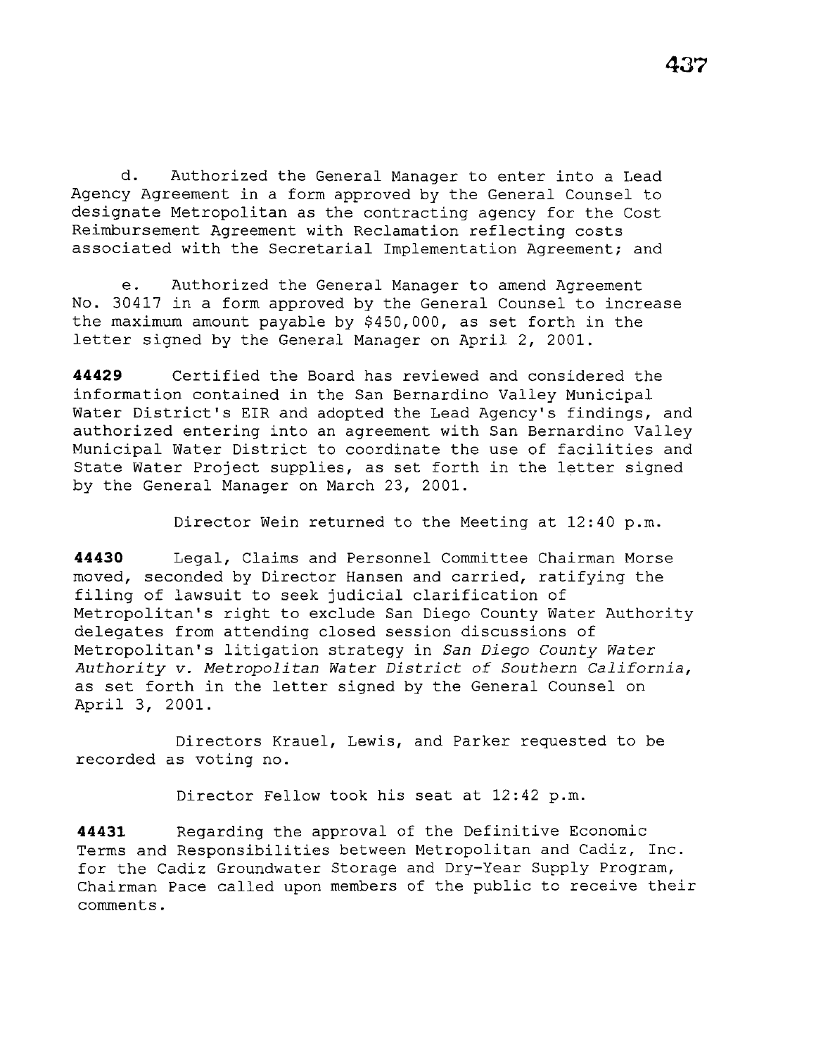d. Authorized the General Manager to enter into a Lead Agency Agreement in a form approved by the General Counsel to designate Metropolitan as the contracting agency for the Cost Reimbursement Agreement with Reclamation reflecting costs associated with the Secretarial Implementation Agreement; and

e. Authorized the General Manager to amend Agreement No. 30417 in a form approved by the General Counsel to increase the maximum amount payable by $450,000, as set forth in the letter signed by the General Manager on April 2, 2001.

**44429** Certified the Board has reviewed and considered the information contained in the San Bernardino Valley Municipal Water District's EIR and adopted the Lead Agency's findings, and authorized entering into an agreement with San Bernardino Valley Municipal Water District to coordinate the use of facilities and State Water Project supplies, as set forth in the letter signed by the General Manager on March 23, 2001.

Director Wein returned to the Meeting at 12:40 p.m.

**44430** Legal, Claims and Personnel Committee Chairman Morse moved, seconded by Director Hansen and carried, ratifying the filing of lawsuit to seek judicial clarification of Metropolitan's right to exclude San Diego County Water Authority delegates from attending closed session discussions of Metropolitan's litigation strategy in *San Diego County Water Authority v. Metropolitan Water District of Southern California*, as set forth in the letter signed by the General Counsel on April 3, 2001.

Directors Krauel, Lewis, and Parker requested to be recorded as voting no.

Director Fellow took his seat at 12:42 p.m.

**44431** Regarding the approval of the Definitive Economic Terms and Responsibilities between Metropolitan and Cadiz, Inc. for the Cadiz Groundwater Storage and Dry-Year Supply Program, Chairman Pace called upon members of the public to receive their comments.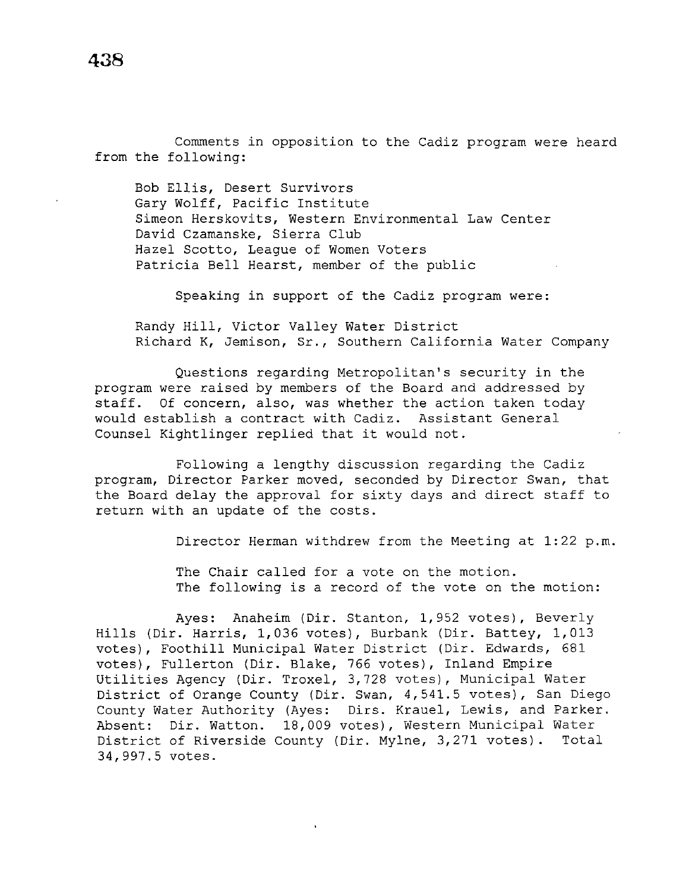Comments in opposition to the Cadiz program were heard from the following:

Bob Ellis, Desert Survivors
Gary Wolff, Pacific Institute
Simeon Herskovits, Western Environmental Law Center
David Czamanske, Sierra Club
Hazel Scotto, League of Women Voters
Patricia Bell Hearst, member of the public

Speaking in support of the Cadiz program were:

Randy Hill, Victor Valley Water District
Richard K, Jemison, Sr., Southern California Water Company

Questions regarding Metropolitan's security in the program were raised by members of the Board and addressed by staff. Of concern, also, was whether the action taken today would establish a contract with Cadiz. Assistant General Counsel Kightlinger replied that it would not.

Following a lengthy discussion regarding the Cadiz program, Director Parker moved, seconded by Director Swan, that the Board delay the approval for sixty days and direct staff to return with an update of the costs.

Director Herman withdrew from the Meeting at 1:22 p.m.

The Chair called for a vote on the motion.
The following is a record of the vote on the motion:

Ayes: Anaheim (Dir. Stanton, 1,952 votes), Beverly Hills (Dir. Harris, 1,036 votes), Burbank (Dir. Battey, 1,013 votes), Foothill Municipal Water District (Dir. Edwards, 681 votes), Fullerton (Dir. Blake, 766 votes), Inland Empire Utilities Agency (Dir. Troxel, 3,728 votes), Municipal Water District of Orange County (Dir. Swan, 4,541.5 votes), San Diego County Water Authority (Ayes: Dirs. Krauel, Lewis, and Parker. Absent: Dir. Watton. 18,009 votes), Western Municipal Water District of Riverside County (Dir. Mylne, 3,271 votes). Total 34,997.5 votes.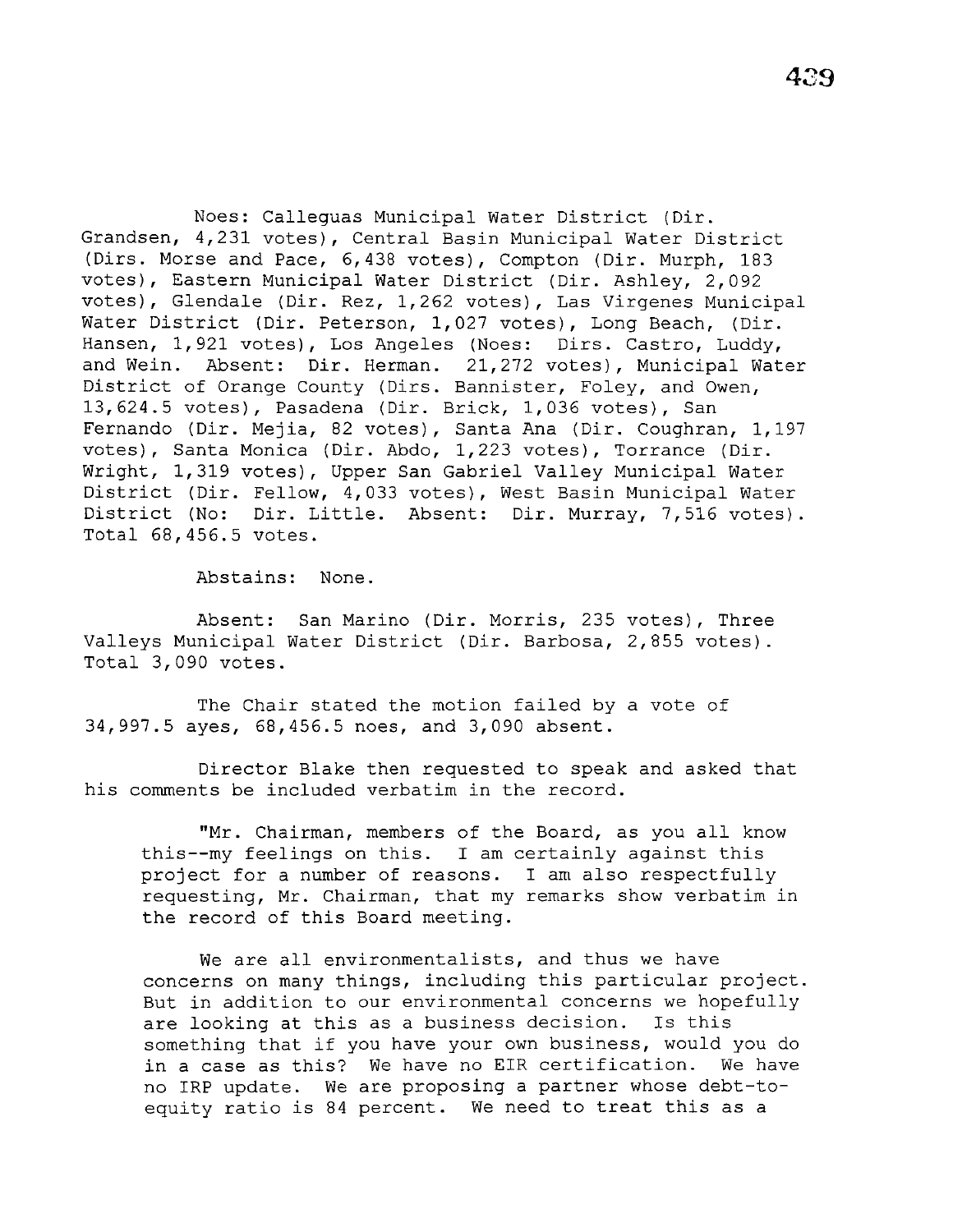Noes: Calleguas Municipal Water District (Dir. Grandsen, 4,231 votes), Central Basin Municipal Water District (Dirs. Morse and Pace, 6,438 votes), Compton (Dir. Murph, 183 votes), Eastern Municipal Water District (Dir. Ashley, 2,092 votes), Glendale (Dir. Rez, 1,262 votes), Las Virgenes Municipal Water District (Dir. Peterson, 1,027 votes), Long Beach, (Dir. Hansen, 1,921 votes), Los Angeles (Noes: Dirs. Castro, Luddy, and Wein. Absent: Dir. Herman. 21,272 votes), Municipal Water District of Orange County (Dirs. Bannister, Foley, and Owen, 13,624.5 votes), Pasadena (Dir. Brick, 1,036 votes), San Fernando (Dir. Mejia, 82 votes), Santa Ana (Dir. Coughran, 1,197 votes), Santa Monica (Dir. Abdo, 1,223 votes), Torrance (Dir. Wright, 1,319 votes), Upper San Gabriel Valley Municipal Water District (Dir. Fellow, 4,033 votes), West Basin Municipal Water District (No: Dir. Little. Absent: Dir. Murray, 7,516 votes). Total 68,456.5 votes.

Abstains: None.

Absent: San Marino (Dir. Morris, 235 votes), Three Valleys Municipal Water District (Dir. Barbosa, 2,855 votes). Total 3,090 votes.

The Chair stated the motion failed by a vote of 34,997.5 ayes, 68,456.5 noes, and 3,090 absent.

Director Blake then requested to speak and asked that his comments be included verbatim in the record.

> "Mr. Chairman, members of the Board, as you all know this--my feelings on this. I am certainly against this project for a number of reasons. I am also respectfully requesting, Mr. Chairman, that my remarks show verbatim in the record of this Board meeting.
>
> We are all environmentalists, and thus we have concerns on many things, including this particular project. But in addition to our environmental concerns we hopefully are looking at this as a business decision. Is this something that if you have your own business, would you do in a case as this? We have no EIR certification. We have no IRP update. We are proposing a partner whose debt-to-equity ratio is 84 percent. We need to treat this as a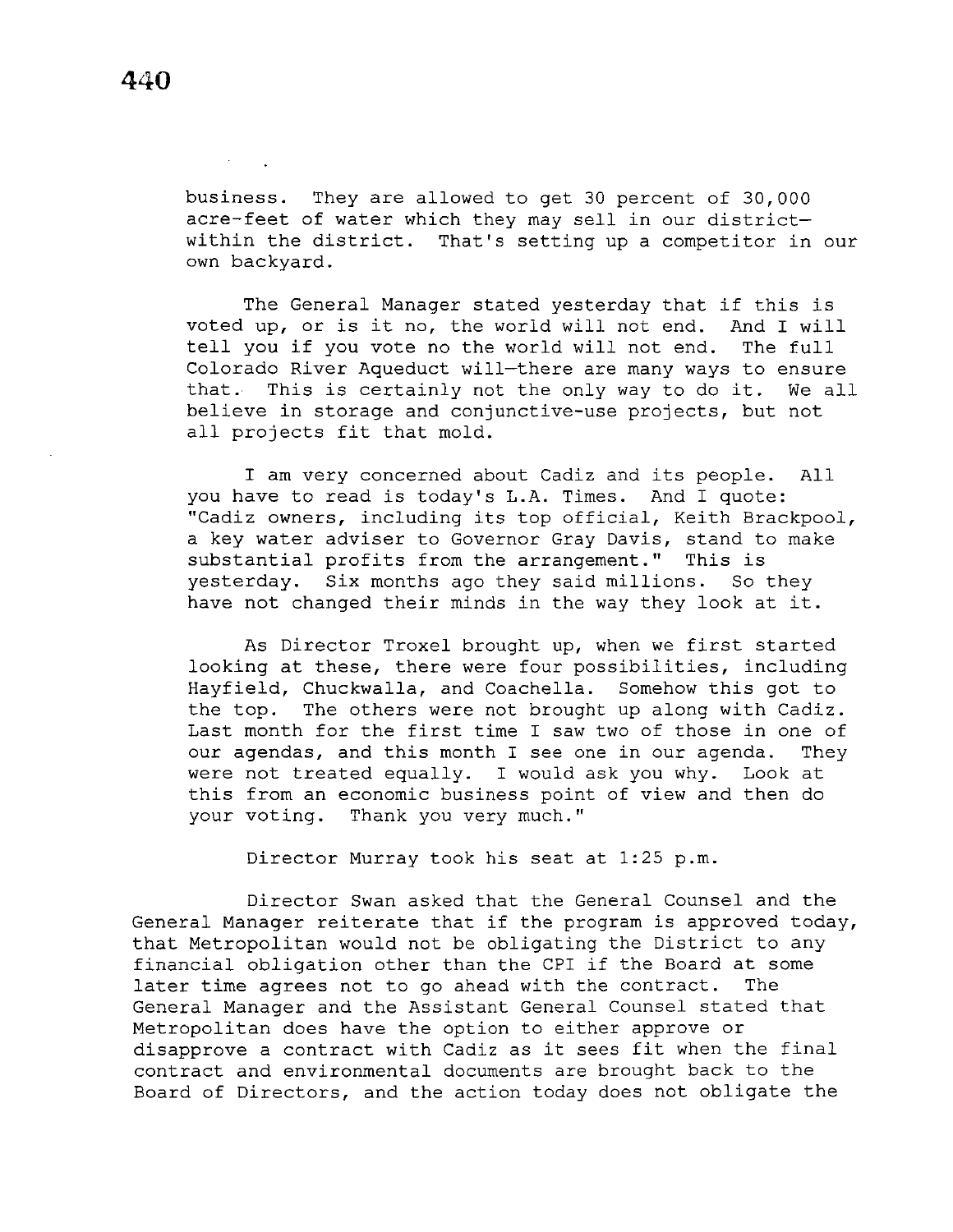business. They are allowed to get 30 percent of 30,000 acre-feet of water which they may sell in our district—within the district. That's setting up a competitor in our own backyard.

The General Manager stated yesterday that if this is voted up, or is it no, the world will not end. And I will tell you if you vote no the world will not end. The full Colorado River Aqueduct will—there are many ways to ensure that. This is certainly not the only way to do it. We all believe in storage and conjunctive-use projects, but not all projects fit that mold.

I am very concerned about Cadiz and its people. All you have to read is today's L.A. Times. And I quote: "Cadiz owners, including its top official, Keith Brackpool, a key water adviser to Governor Gray Davis, stand to make substantial profits from the arrangement." This is yesterday. Six months ago they said millions. So they have not changed their minds in the way they look at it.

As Director Troxel brought up, when we first started looking at these, there were four possibilities, including Hayfield, Chuckwalla, and Coachella. Somehow this got to the top. The others were not brought up along with Cadiz. Last month for the first time I saw two of those in one of our agendas, and this month I see one in our agenda. They were not treated equally. I would ask you why. Look at this from an economic business point of view and then do your voting. Thank you very much."

Director Murray took his seat at 1:25 p.m.

Director Swan asked that the General Counsel and the General Manager reiterate that if the program is approved today, that Metropolitan would not be obligating the District to any financial obligation other than the CPI if the Board at some later time agrees not to go ahead with the contract. The General Manager and the Assistant General Counsel stated that Metropolitan does have the option to either approve or disapprove a contract with Cadiz as it sees fit when the final contract and environmental documents are brought back to the Board of Directors, and the action today does not obligate the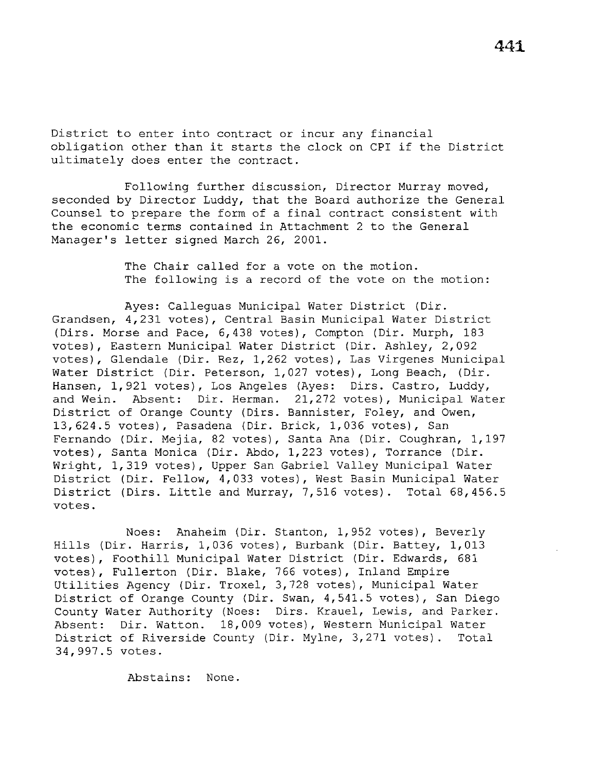District to enter into contract or incur any financial obligation other than it starts the clock on CPI if the District ultimately does enter the contract.

Following further discussion, Director Murray moved, seconded by Director Luddy, that the Board authorize the General Counsel to prepare the form of a final contract consistent with the economic terms contained in Attachment 2 to the General Manager's letter signed March 26, 2001.

The Chair called for a vote on the motion.
The following is a record of the vote on the motion:

Ayes: Calleguas Municipal Water District (Dir. Grandsen, 4,231 votes), Central Basin Municipal Water District (Dirs. Morse and Pace, 6,438 votes), Compton (Dir. Murph, 183 votes), Eastern Municipal Water District (Dir. Ashley, 2,092 votes), Glendale (Dir. Rez, 1,262 votes), Las Virgenes Municipal Water District (Dir. Peterson, 1,027 votes), Long Beach, (Dir. Hansen, 1,921 votes), Los Angeles (Ayes: Dirs. Castro, Luddy, and Wein. Absent: Dir. Herman. 21,272 votes), Municipal Water District of Orange County (Dirs. Bannister, Foley, and Owen, 13,624.5 votes), Pasadena (Dir. Brick, 1,036 votes), San Fernando (Dir. Mejia, 82 votes), Santa Ana (Dir. Coughran, 1,197 votes), Santa Monica (Dir. Abdo, 1,223 votes), Torrance (Dir. Wright, 1,319 votes), Upper San Gabriel Valley Municipal Water District (Dir. Fellow, 4,033 votes), West Basin Municipal Water District (Dirs. Little and Murray, 7,516 votes). Total 68,456.5 votes.

Noes: Anaheim (Dir. Stanton, 1,952 votes), Beverly Hills (Dir. Harris, 1,036 votes), Burbank (Dir. Battey, 1,013 votes), Foothill Municipal Water District (Dir. Edwards, 681 votes), Fullerton (Dir. Blake, 766 votes), Inland Empire Utilities Agency (Dir. Troxel, 3,728 votes), Municipal Water District of Orange County (Dir. Swan, 4,541.5 votes), San Diego County Water Authority (Noes: Dirs. Krauel, Lewis, and Parker. Absent: Dir. Watton. 18,009 votes), Western Municipal Water District of Riverside County (Dir. Mylne, 3,271 votes). Total 34,997.5 votes.

Abstains: None.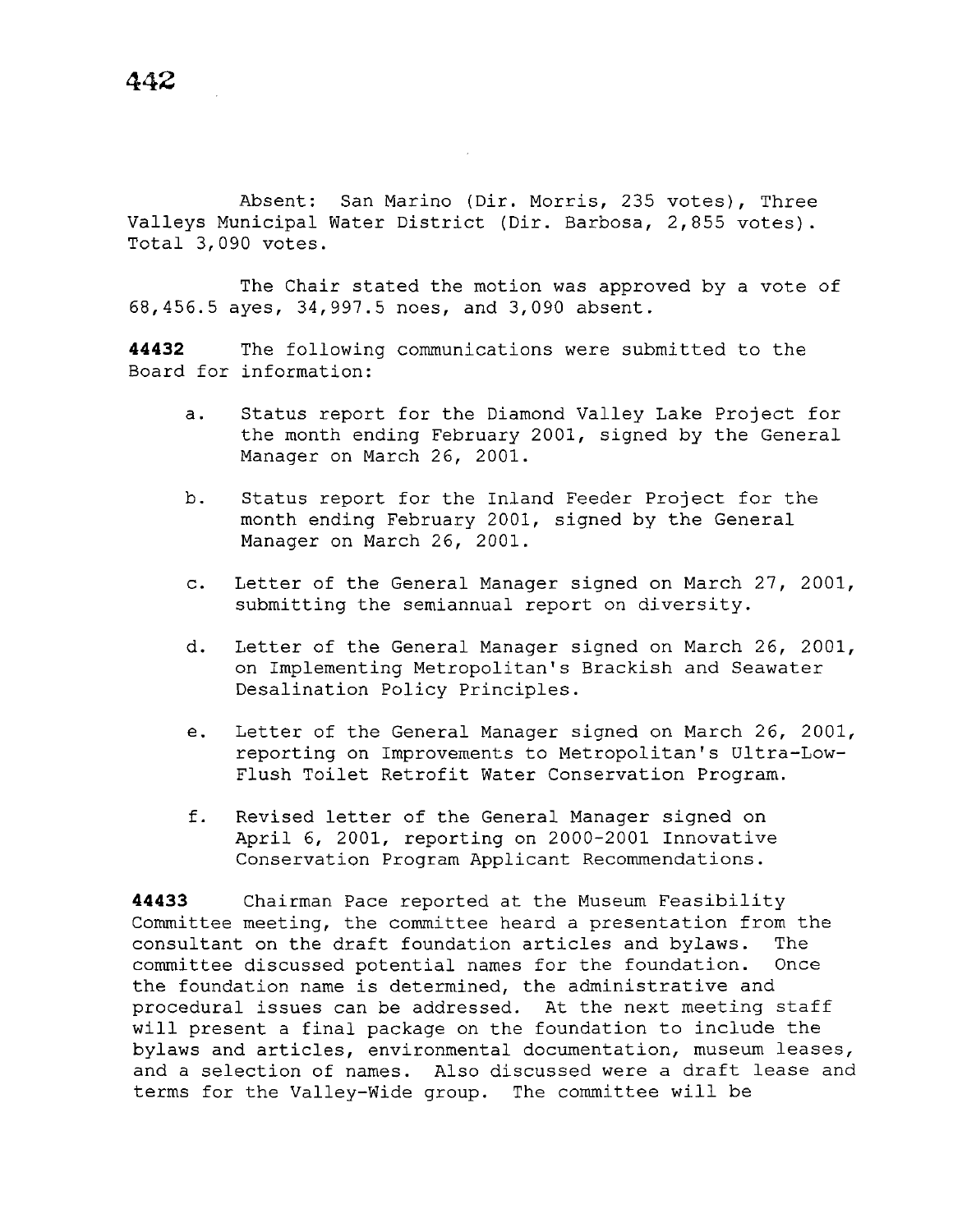Absent: San Marino (Dir. Morris, 235 votes), Three Valleys Municipal Water District (Dir. Barbosa, 2,855 votes). Total 3,090 votes.

The Chair stated the motion was approved by a vote of 68,456.5 ayes, 34,997.5 noes, and 3,090 absent.

**44432** The following communications were submitted to the Board for information:

a. Status report for the Diamond Valley Lake Project for the month ending February 2001, signed by the General Manager on March 26, 2001.

b. Status report for the Inland Feeder Project for the month ending February 2001, signed by the General Manager on March 26, 2001.

c. Letter of the General Manager signed on March 27, 2001, submitting the semiannual report on diversity.

d. Letter of the General Manager signed on March 26, 2001, on Implementing Metropolitan's Brackish and Seawater Desalination Policy Principles.

e. Letter of the General Manager signed on March 26, 2001, reporting on Improvements to Metropolitan's Ultra-Low-Flush Toilet Retrofit Water Conservation Program.

f. Revised letter of the General Manager signed on April 6, 2001, reporting on 2000-2001 Innovative Conservation Program Applicant Recommendations.

**44433** Chairman Pace reported at the Museum Feasibility Committee meeting, the committee heard a presentation from the consultant on the draft foundation articles and bylaws. The committee discussed potential names for the foundation. Once the foundation name is determined, the administrative and procedural issues can be addressed. At the next meeting staff will present a final package on the foundation to include the bylaws and articles, environmental documentation, museum leases, and a selection of names. Also discussed were a draft lease and terms for the Valley-Wide group. The committee will be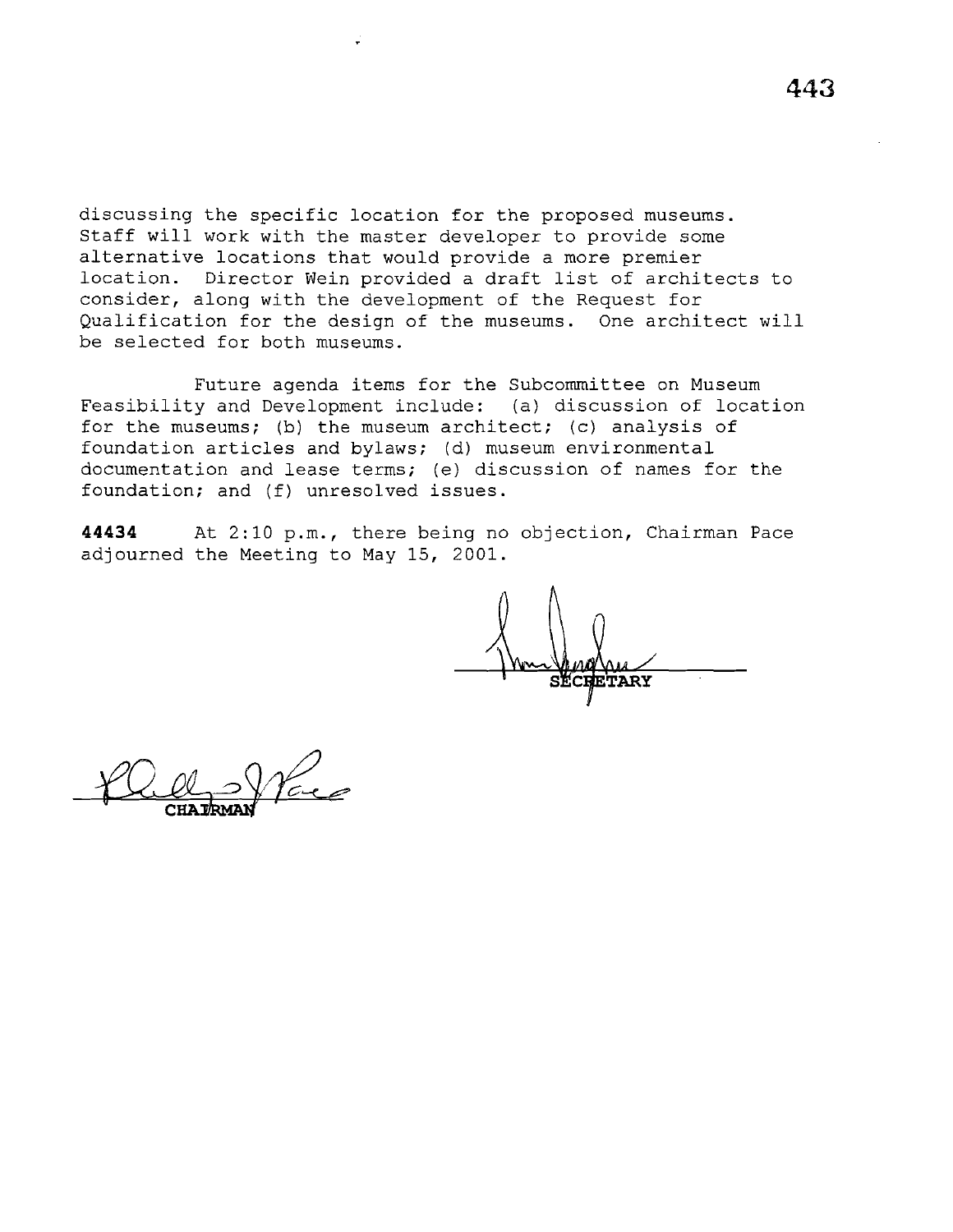discussing the specific location for the proposed museums. Staff will work with the master developer to provide some alternative locations that would provide a more premier location. Director Wein provided a draft list of architects to consider, along with the development of the Request for Qualification for the design of the museums. One architect will be selected for both museums.

Future agenda items for the Subcommittee on Museum Feasibility and Development include: (a) discussion of location for the museums; (b) the museum architect; (c) analysis of foundation articles and bylaws; (d) museum environmental documentation and lease terms; (e) discussion of names for the foundation; and (f) unresolved issues.

**44434** At 2:10 p.m., there being no objection, Chairman Pace adjourned the Meeting to May 15, 2001.

SECRETARY

CHAIRMAN